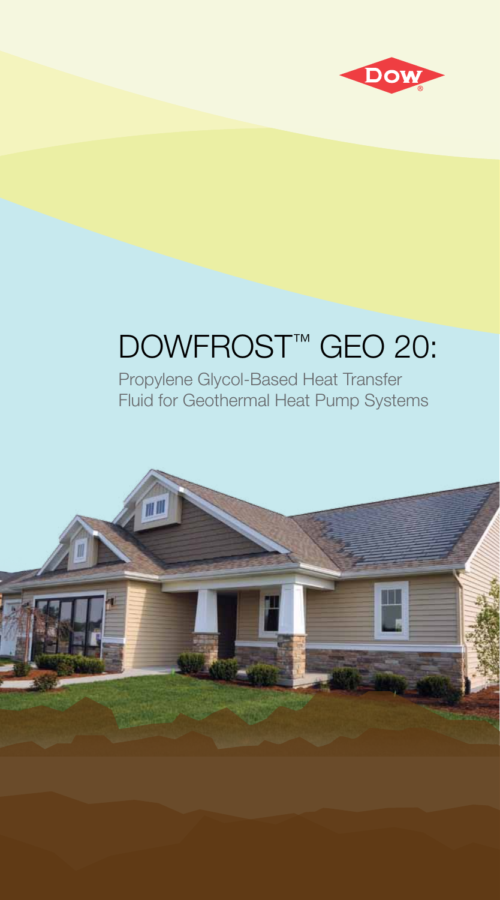# DOWFROST™ GEO 20:

Propylene Glycol-Based Heat Transfer Fluid for Geothermal Heat Pump Systems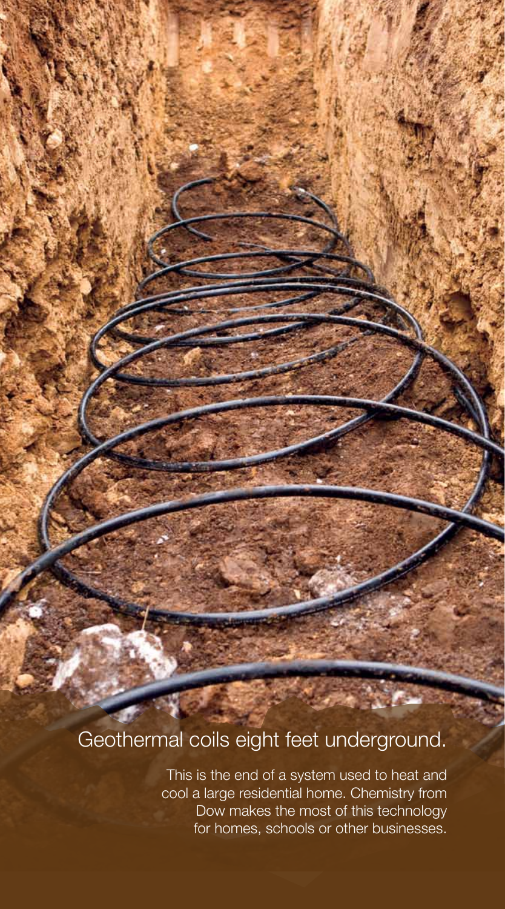## Geothermal coils eight feet underground.

This is the end of a system used to heat and cool a large residential home. Chemistry from Dow makes the most of this technology for homes, schools or other businesses.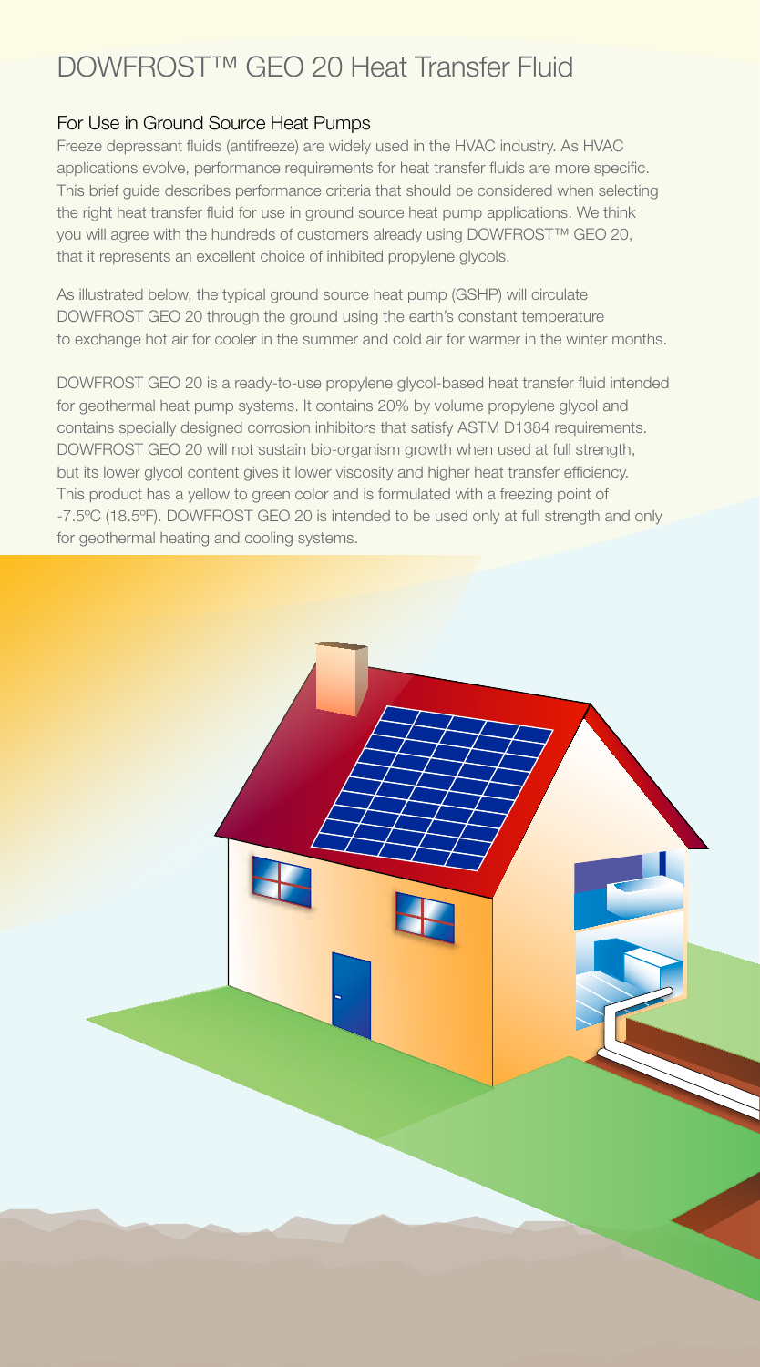# DOWFROST™ GEO 20 Heat Transfer Fluid

## For Use in Ground Source Heat Pumps

Freeze depressant fluids (antifreeze) are widely used in the HVAC industry. As HVAC applications evolve, performance requirements for heat transfer fluids are more specific. This brief guide describes performance criteria that should be considered when selecting the right heat transfer fluid for use in ground source heat pump applications. We think you will agree with the hundreds of customers already using DOWFROST™ GEO 20, that it represents an excellent choice of inhibited propylene glycols.

As illustrated below, the typical ground source heat pump (GSHP) will circulate DOWFROST GEO 20 through the ground using the earth's constant temperature to exchange hot air for cooler in the summer and cold air for warmer in the winter months.

DOWFROST GEO 20 is a ready-to-use propylene glycol-based heat transfer fluid intended for geothermal heat pump systems. It contains 20% by volume propylene glycol and contains specially designed corrosion inhibitors that satisfy ASTM D1384 requirements. DOWFROST GEO 20 will not sustain bio-organism growth when used at full strength, but its lower glycol content gives it lower viscosity and higher heat transfer efficiency. This product has a yellow to green color and is formulated with a freezing point of -7.5ºC (18.5ºF). DOWFROST GEO 20 is intended to be used only at full strength and only for geothermal heating and cooling systems.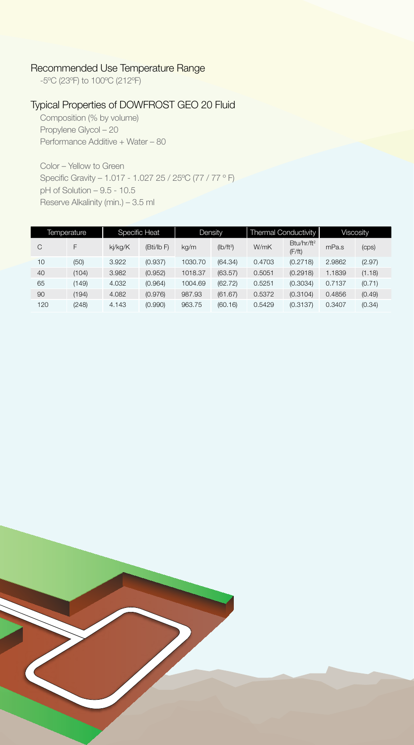## Recommended Use Temperature Range

-5ºC (23ºF) to 100ºC (212ºF)

## Typical Properties of DOWFROST GEO 20 Fluid

Composition (% by volume)
Propylene Glycol – 20
Performance Additive + Water – 80

Color – Yellow to Green
Specific Gravity – 1.017 - 1.027 25 / 25ºC (77 / 77 º F)
pH of Solution – 9.5 - 10.5
Reserve Alkalinity (min.) – 3.5 ml

| Temperature | | Specific Heat | | Density | | Thermal Conductivity | | Viscosity | |
|---|---|---|---|---|---|---|---|---|---|
| C | F | kj/kg/K | (Bti/lb F) | kg/m | (lb/ft³) | W/mK | Btu/hr/ft² (F/ft) | mPa.s | (cps) |
| 10 | (50) | 3.922 | (0.937) | 1030.70 | (64.34) | 0.4703 | (0.2718) | 2.9862 | (2.97) |
| 40 | (104) | 3.982 | (0.952) | 1018.37 | (63.57) | 0.5051 | (0.2918) | 1.1839 | (1.18) |
| 65 | (149) | 4.032 | (0.964) | 1004.69 | (62.72) | 0.5251 | (0.3034) | 0.7137 | (0.71) |
| 90 | (194) | 4.082 | (0.976) | 987.93 | (61.67) | 0.5372 | (0.3104) | 0.4856 | (0.49) |
| 120 | (248) | 4.143 | (0.990) | 963.75 | (60.16) | 0.5429 | (0.3137) | 0.3407 | (0.34) |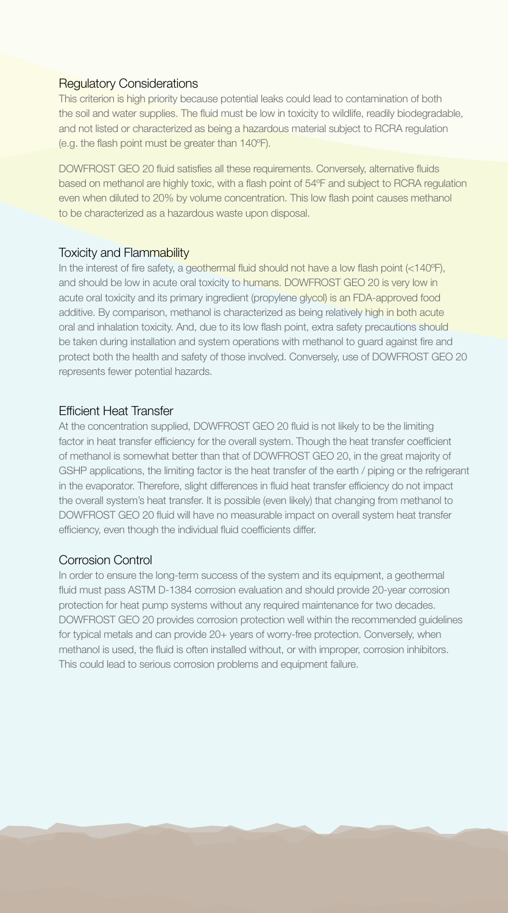## Regulatory Considerations

This criterion is high priority because potential leaks could lead to contamination of both the soil and water supplies. The fluid must be low in toxicity to wildlife, readily biodegradable, and not listed or characterized as being a hazardous material subject to RCRA regulation (e.g. the flash point must be greater than 140ºF).

DOWFROST GEO 20 fluid satisfies all these requirements. Conversely, alternative fluids based on methanol are highly toxic, with a flash point of 54ºF and subject to RCRA regulation even when diluted to 20% by volume concentration. This low flash point causes methanol to be characterized as a hazardous waste upon disposal.

## Toxicity and Flammability

In the interest of fire safety, a geothermal fluid should not have a low flash point (<140ºF), and should be low in acute oral toxicity to humans. DOWFROST GEO 20 is very low in acute oral toxicity and its primary ingredient (propylene glycol) is an FDA-approved food additive. By comparison, methanol is characterized as being relatively high in both acute oral and inhalation toxicity. And, due to its low flash point, extra safety precautions should be taken during installation and system operations with methanol to guard against fire and protect both the health and safety of those involved. Conversely, use of DOWFROST GEO 20 represents fewer potential hazards.

## Efficient Heat Transfer

At the concentration supplied, DOWFROST GEO 20 fluid is not likely to be the limiting factor in heat transfer efficiency for the overall system. Though the heat transfer coefficient of methanol is somewhat better than that of DOWFROST GEO 20, in the great majority of GSHP applications, the limiting factor is the heat transfer of the earth / piping or the refrigerant in the evaporator. Therefore, slight differences in fluid heat transfer efficiency do not impact the overall system's heat transfer. It is possible (even likely) that changing from methanol to DOWFROST GEO 20 fluid will have no measurable impact on overall system heat transfer efficiency, even though the individual fluid coefficients differ.

## Corrosion Control

In order to ensure the long-term success of the system and its equipment, a geothermal fluid must pass ASTM D-1384 corrosion evaluation and should provide 20-year corrosion protection for heat pump systems without any required maintenance for two decades. DOWFROST GEO 20 provides corrosion protection well within the recommended guidelines for typical metals and can provide 20+ years of worry-free protection. Conversely, when methanol is used, the fluid is often installed without, or with improper, corrosion inhibitors. This could lead to serious corrosion problems and equipment failure.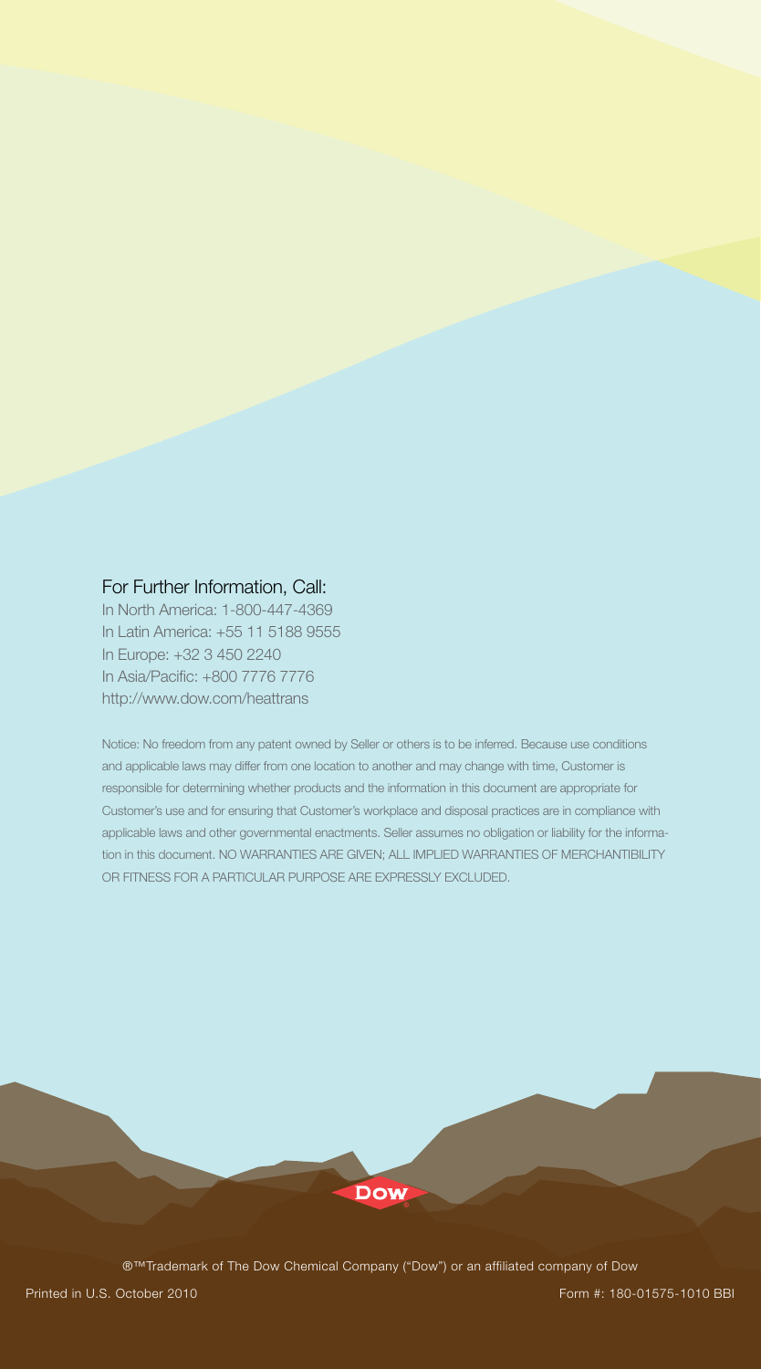## For Further Information, Call:

In North America: 1-800-447-4369
In Latin America: +55 11 5188 9555
In Europe: +32 3 450 2240
In Asia/Pacific: +800 7776 7776
http://www.dow.com/heattrans

Notice: No freedom from any patent owned by Seller or others is to be inferred. Because use conditions and applicable laws may differ from one location to another and may change with time, Customer is responsible for determining whether products and the information in this document are appropriate for Customer's use and for ensuring that Customer's workplace and disposal practices are in compliance with applicable laws and other governmental enactments. Seller assumes no obligation or liability for the information in this document. NO WARRANTIES ARE GIVEN; ALL IMPLIED WARRANTIES OF MERCHANTIBILITY OR FITNESS FOR A PARTICULAR PURPOSE ARE EXPRESSLY EXCLUDED.

DOW

®™Trademark of The Dow Chemical Company ("Dow") or an affiliated company of Dow

Printed in U.S. October 2010

Form #: 180-01575-1010 BBI